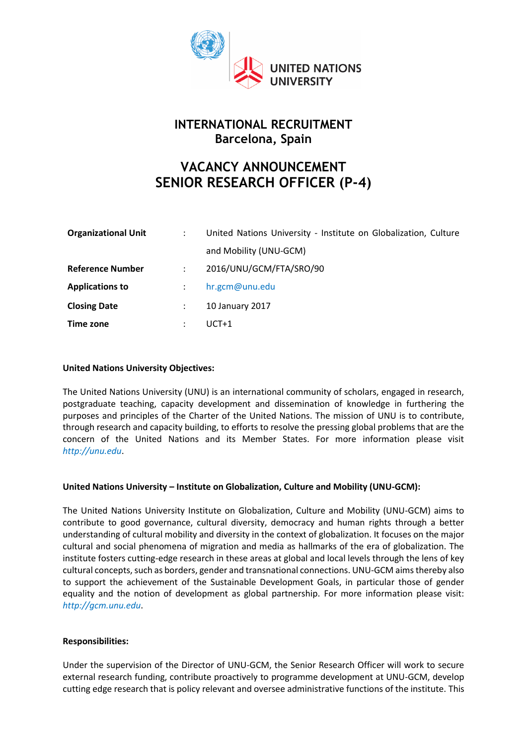UNITED NATIONS UNIVERSITY

# INTERNATIONAL RECRUITMENT
## Barcelona, Spain

# VACANCY ANNOUNCEMENT
# SENIOR RESEARCH OFFICER (P-4)

| | | |
|---|---|---|
| **Organizational Unit** | : | United Nations University - Institute on Globalization, Culture and Mobility (UNU-GCM) |
| **Reference Number** | : | 2016/UNU/GCM/FTA/SRO/90 |
| **Applications to** | : | hr.gcm@unu.edu |
| **Closing Date** | : | 10 January 2017 |
| **Time zone** | : | UCT+1 |

**United Nations University Objectives:**

The United Nations University (UNU) is an international community of scholars, engaged in research, postgraduate teaching, capacity development and dissemination of knowledge in furthering the purposes and principles of the Charter of the United Nations. The mission of UNU is to contribute, through research and capacity building, to efforts to resolve the pressing global problems that are the concern of the United Nations and its Member States. For more information please visit *http://unu.edu*.

**United Nations University – Institute on Globalization, Culture and Mobility (UNU-GCM):**

The United Nations University Institute on Globalization, Culture and Mobility (UNU-GCM) aims to contribute to good governance, cultural diversity, democracy and human rights through a better understanding of cultural mobility and diversity in the context of globalization. It focuses on the major cultural and social phenomena of migration and media as hallmarks of the era of globalization. The institute fosters cutting-edge research in these areas at global and local levels through the lens of key cultural concepts, such as borders, gender and transnational connections. UNU-GCM aims thereby also to support the achievement of the Sustainable Development Goals, in particular those of gender equality and the notion of development as global partnership. For more information please visit: *http://gcm.unu.edu*.

**Responsibilities:**

Under the supervision of the Director of UNU-GCM, the Senior Research Officer will work to secure external research funding, contribute proactively to programme development at UNU-GCM, develop cutting edge research that is policy relevant and oversee administrative functions of the institute. This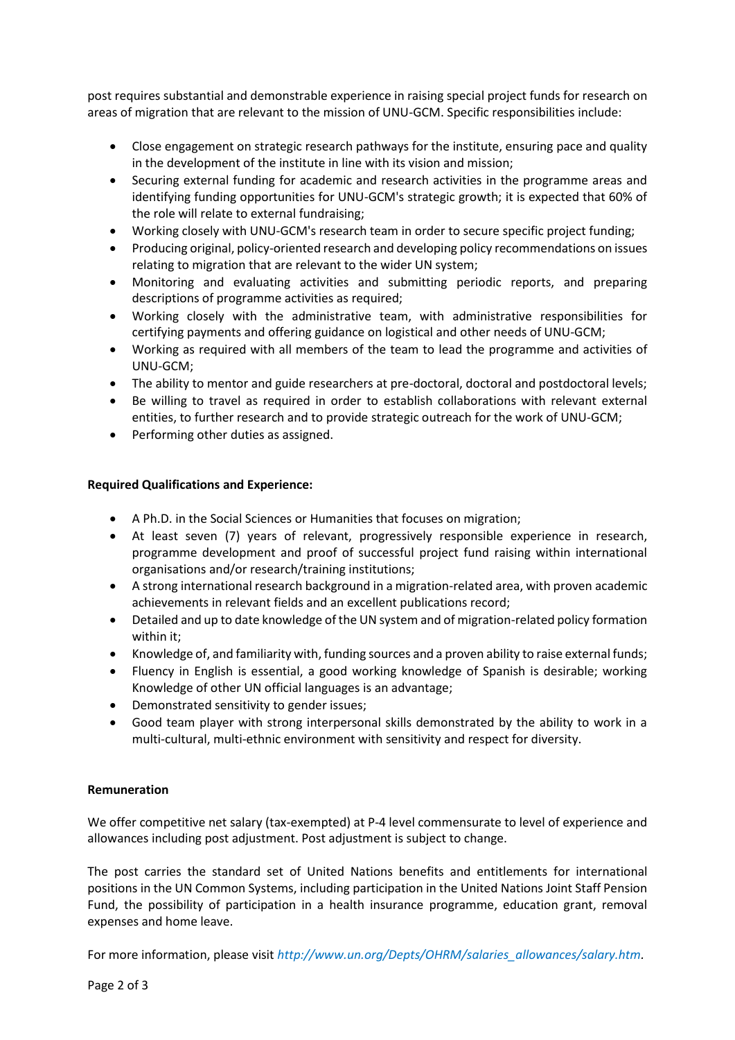post requires substantial and demonstrable experience in raising special project funds for research on areas of migration that are relevant to the mission of UNU-GCM. Specific responsibilities include:

- Close engagement on strategic research pathways for the institute, ensuring pace and quality in the development of the institute in line with its vision and mission;
- Securing external funding for academic and research activities in the programme areas and identifying funding opportunities for UNU-GCM's strategic growth; it is expected that 60% of the role will relate to external fundraising;
- Working closely with UNU-GCM's research team in order to secure specific project funding;
- Producing original, policy-oriented research and developing policy recommendations on issues relating to migration that are relevant to the wider UN system;
- Monitoring and evaluating activities and submitting periodic reports, and preparing descriptions of programme activities as required;
- Working closely with the administrative team, with administrative responsibilities for certifying payments and offering guidance on logistical and other needs of UNU-GCM;
- Working as required with all members of the team to lead the programme and activities of UNU-GCM;
- The ability to mentor and guide researchers at pre-doctoral, doctoral and postdoctoral levels;
- Be willing to travel as required in order to establish collaborations with relevant external entities, to further research and to provide strategic outreach for the work of UNU-GCM;
- Performing other duties as assigned.

**Required Qualifications and Experience:**

- A Ph.D. in the Social Sciences or Humanities that focuses on migration;
- At least seven (7) years of relevant, progressively responsible experience in research, programme development and proof of successful project fund raising within international organisations and/or research/training institutions;
- A strong international research background in a migration-related area, with proven academic achievements in relevant fields and an excellent publications record;
- Detailed and up to date knowledge of the UN system and of migration-related policy formation within it;
- Knowledge of, and familiarity with, funding sources and a proven ability to raise external funds;
- Fluency in English is essential, a good working knowledge of Spanish is desirable; working Knowledge of other UN official languages is an advantage;
- Demonstrated sensitivity to gender issues;
- Good team player with strong interpersonal skills demonstrated by the ability to work in a multi-cultural, multi-ethnic environment with sensitivity and respect for diversity.

**Remuneration**

We offer competitive net salary (tax-exempted) at P-4 level commensurate to level of experience and allowances including post adjustment. Post adjustment is subject to change.

The post carries the standard set of United Nations benefits and entitlements for international positions in the UN Common Systems, including participation in the United Nations Joint Staff Pension Fund, the possibility of participation in a health insurance programme, education grant, removal expenses and home leave.

For more information, please visit *http://www.un.org/Depts/OHRM/salaries_allowances/salary.htm*.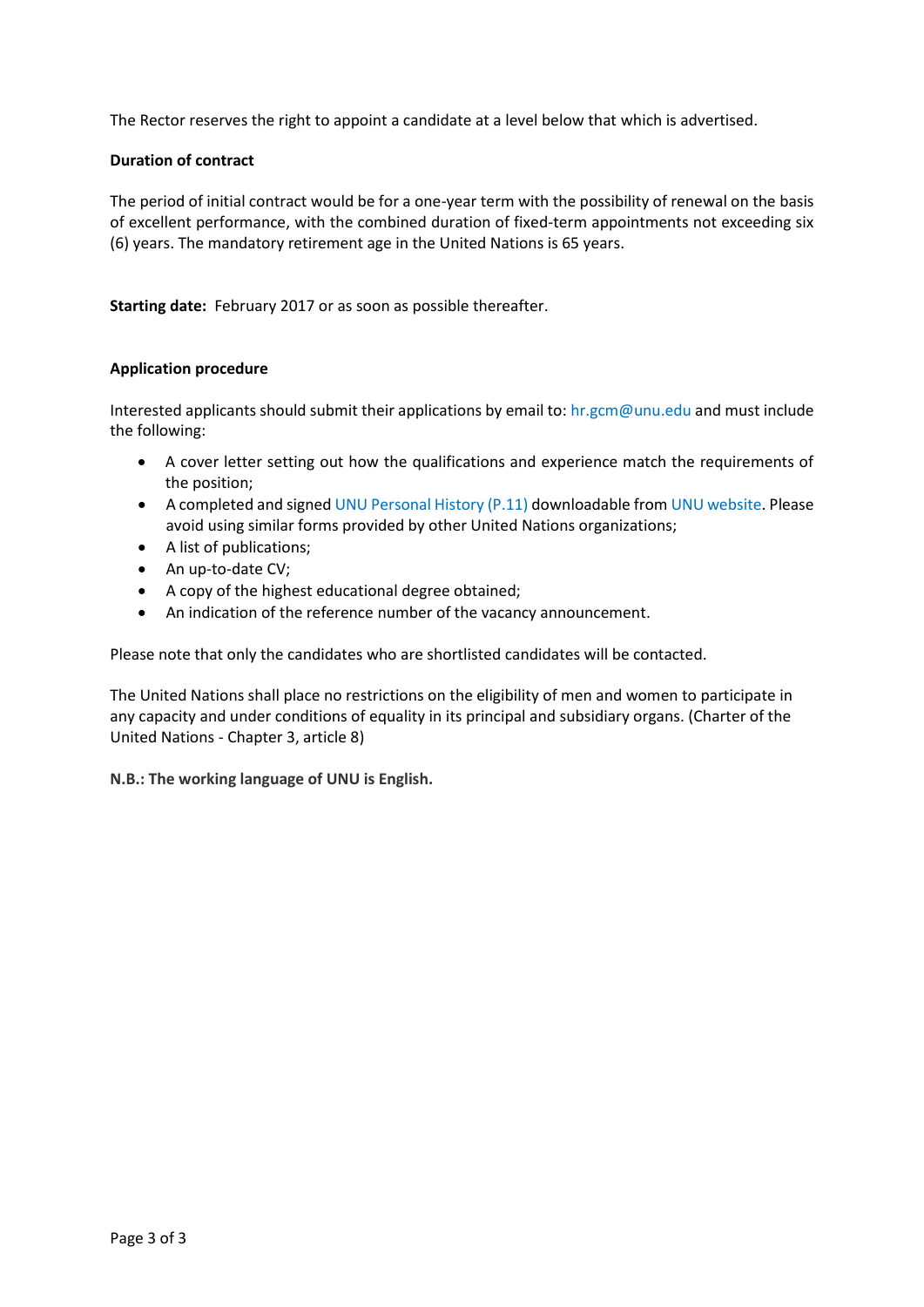The Rector reserves the right to appoint a candidate at a level below that which is advertised.

**Duration of contract**

The period of initial contract would be for a one-year term with the possibility of renewal on the basis of excellent performance, with the combined duration of fixed-term appointments not exceeding six (6) years. The mandatory retirement age in the United Nations is 65 years.

**Starting date:** February 2017 or as soon as possible thereafter.

**Application procedure**

Interested applicants should submit their applications by email to: hr.gcm@unu.edu and must include the following:

- A cover letter setting out how the qualifications and experience match the requirements of the position;
- A completed and signed UNU Personal History (P.11) downloadable from UNU website. Please avoid using similar forms provided by other United Nations organizations;
- A list of publications;
- An up-to-date CV;
- A copy of the highest educational degree obtained;
- An indication of the reference number of the vacancy announcement.

Please note that only the candidates who are shortlisted candidates will be contacted.

The United Nations shall place no restrictions on the eligibility of men and women to participate in any capacity and under conditions of equality in its principal and subsidiary organs. (Charter of the United Nations - Chapter 3, article 8)

**N.B.: The working language of UNU is English.**